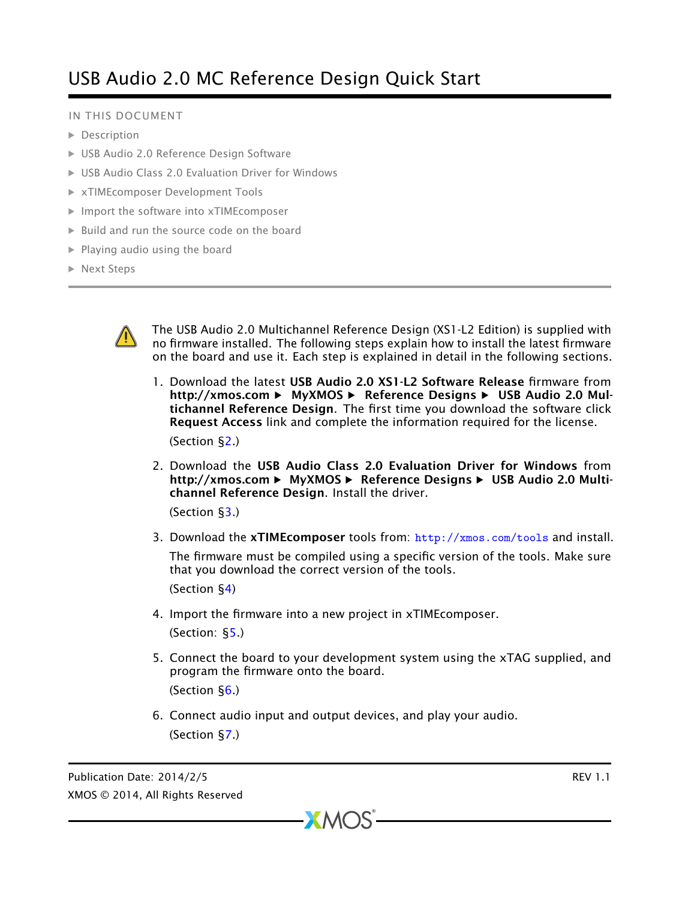# USB Audio 2.0 MC Reference Design Quick Start

IN THIS DOCUMENT

- Description
- USB Audio 2.0 Reference Design Software
- USB Audio Class 2.0 Evaluation Driver for Windows
- xTIMEcomposer Development Tools
- Import the software into xTIMEcomposer
- Build and run the source code on the board
- Playing audio using the board
- Next Steps

---

The USB Audio 2.0 Multichannel Reference Design (XS1-L2 Edition) is supplied with no firmware installed. The following steps explain how to install the latest firmware on the board and use it. Each step is explained in detail in the following sections.

1. Download the latest **USB Audio 2.0 XS1-L2 Software Release** firmware from **http://xmos.com ▶ MyXMOS ▶ Reference Designs ▶ USB Audio 2.0 Multichannel Reference Design**. The first time you download the software click **Request Access** link and complete the information required for the license.

   (Section §2.)

2. Download the **USB Audio Class 2.0 Evaluation Driver for Windows** from **http://xmos.com ▶ MyXMOS ▶ Reference Designs ▶ USB Audio 2.0 Multichannel Reference Design**. Install the driver.

   (Section §3.)

3. Download the **xTIMEcomposer** tools from: `http://xmos.com/tools` and install.

   The firmware must be compiled using a specific version of the tools. Make sure that you download the correct version of the tools.

   (Section §4)

4. Import the firmware into a new project in xTIMEcomposer.

   (Section: §5.)

5. Connect the board to your development system using the xTAG supplied, and program the firmware onto the board.

   (Section §6.)

6. Connect audio input and output devices, and play your audio.

   (Section §7.)

Publication Date: 2014/2/5 REV 1.1
XMOS © 2014, All Rights Reserved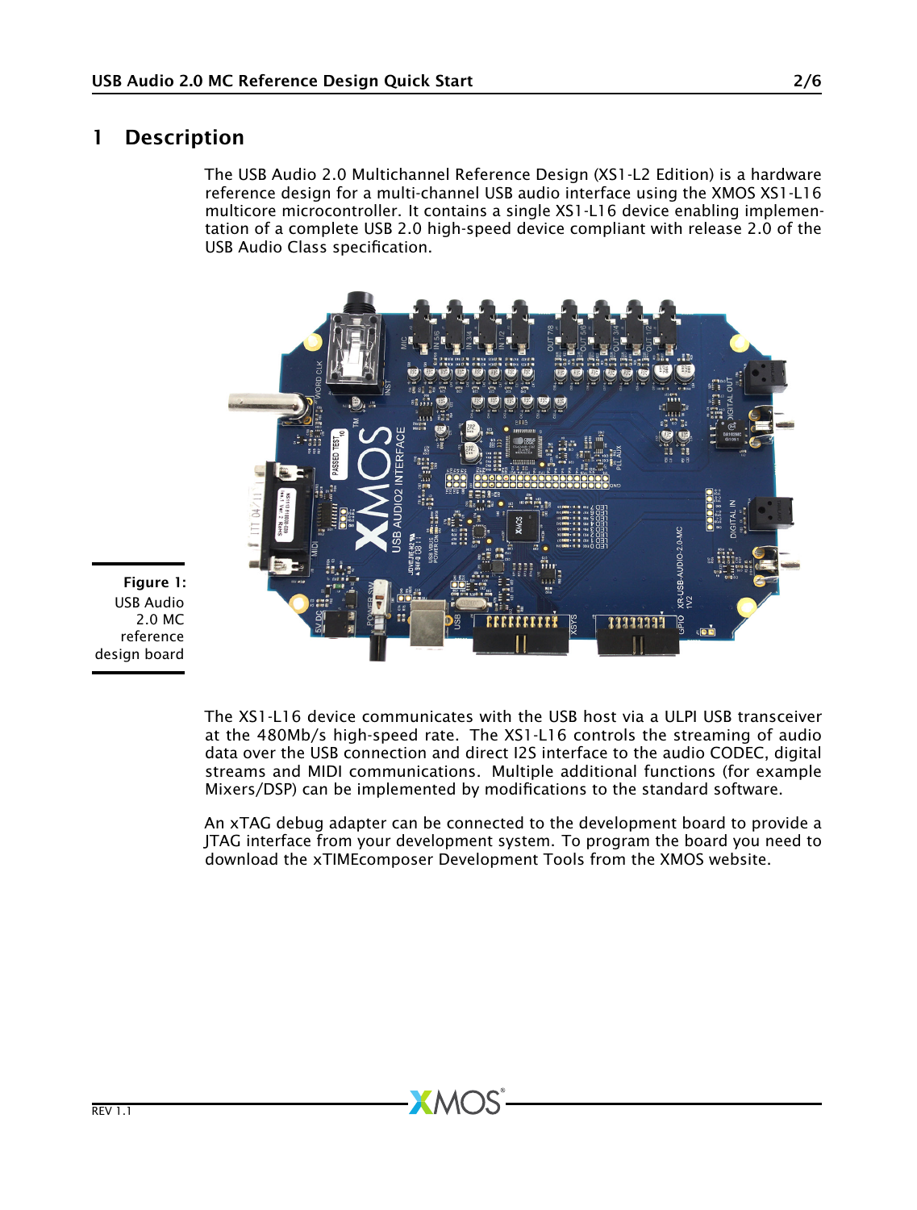# 1 Description

The USB Audio 2.0 Multichannel Reference Design (XS1-L2 Edition) is a hardware reference design for a multi-channel USB audio interface using the XMOS XS1-L16 multicore microcontroller. It contains a single XS1-L16 device enabling implementation of a complete USB 2.0 high-speed device compliant with release 2.0 of the USB Audio Class specification.

**Figure 1:** USB Audio 2.0 MC reference design board

The XS1-L16 device communicates with the USB host via a ULPI USB transceiver at the 480Mb/s high-speed rate. The XS1-L16 controls the streaming of audio data over the USB connection and direct I2S interface to the audio CODEC, digital streams and MIDI communications. Multiple additional functions (for example Mixers/DSP) can be implemented by modifications to the standard software.

An xTAG debug adapter can be connected to the development board to provide a JTAG interface from your development system. To program the board you need to download the xTIMEcomposer Development Tools from the XMOS website.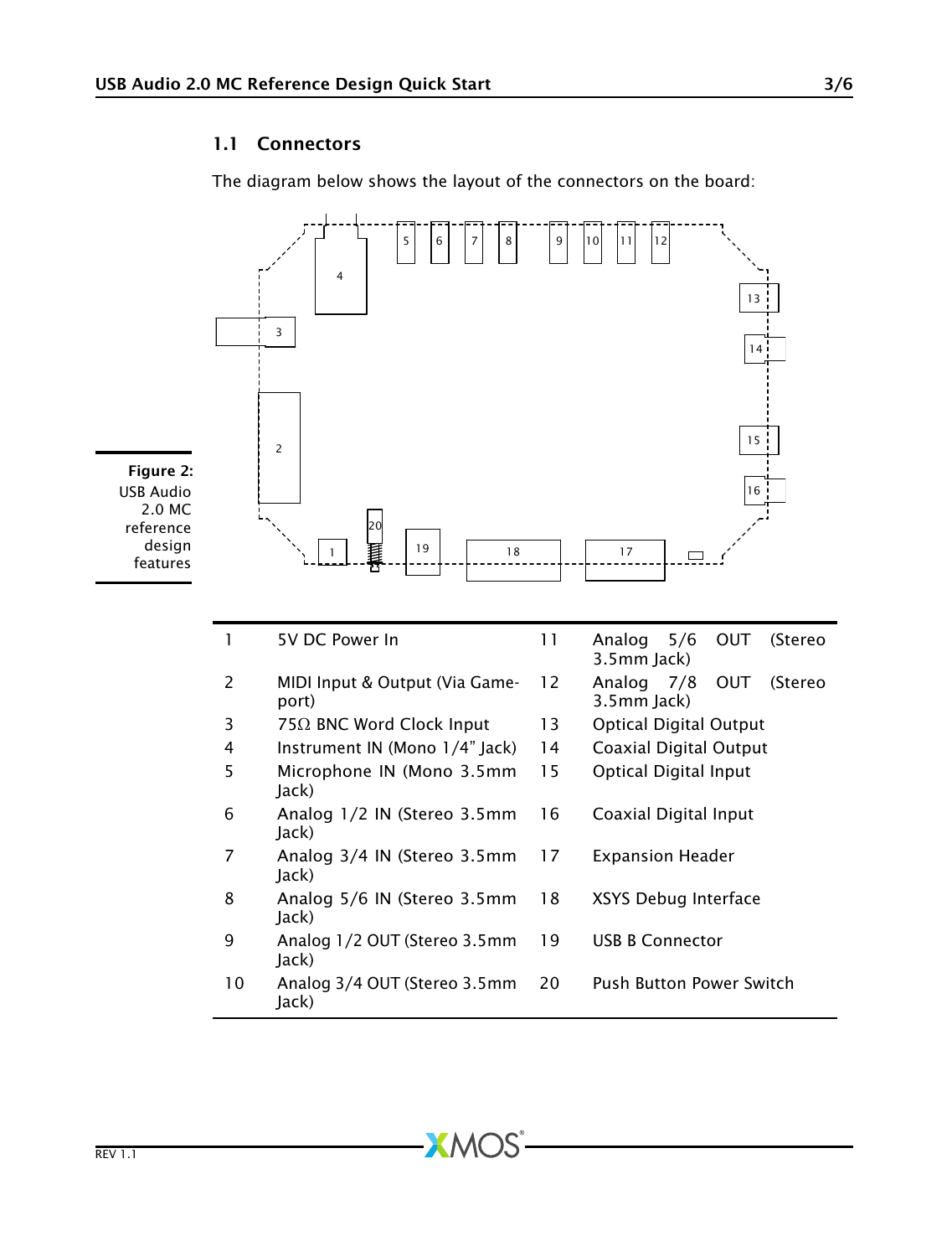## 1.1 Connectors

The diagram below shows the layout of the connectors on the board:

**Figure 2:** USB Audio 2.0 MC reference design features

| | | | |
|---|---|---|---|
| 1 | 5V DC Power In | 11 | Analog 5/6 OUT (Stereo 3.5mm Jack) |
| 2 | MIDI Input & Output (Via Game-port) | 12 | Analog 7/8 OUT (Stereo 3.5mm Jack) |
| 3 | 75Ω BNC Word Clock Input | 13 | Optical Digital Output |
| 4 | Instrument IN (Mono 1/4" Jack) | 14 | Coaxial Digital Output |
| 5 | Microphone IN (Mono 3.5mm Jack) | 15 | Optical Digital Input |
| 6 | Analog 1/2 IN (Stereo 3.5mm Jack) | 16 | Coaxial Digital Input |
| 7 | Analog 3/4 IN (Stereo 3.5mm Jack) | 17 | Expansion Header |
| 8 | Analog 5/6 IN (Stereo 3.5mm Jack) | 18 | XSYS Debug Interface |
| 9 | Analog 1/2 OUT (Stereo 3.5mm Jack) | 19 | USB B Connector |
| 10 | Analog 3/4 OUT (Stereo 3.5mm Jack) | 20 | Push Button Power Switch |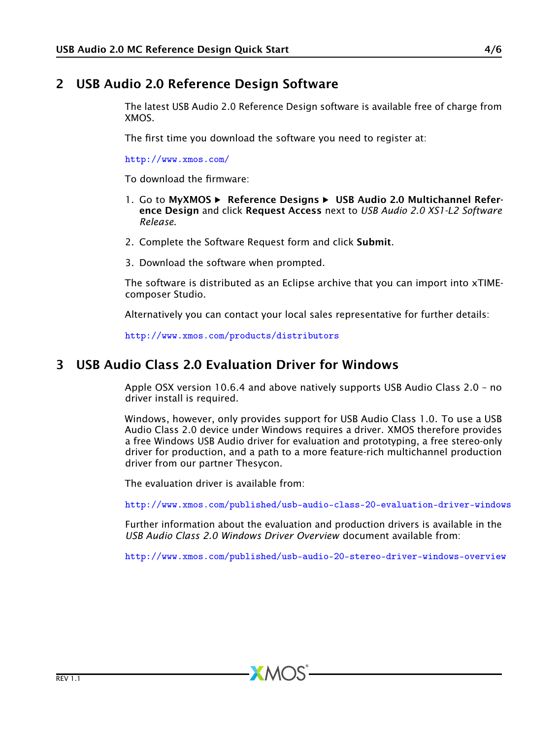## 2 USB Audio 2.0 Reference Design Software

The latest USB Audio 2.0 Reference Design software is available free of charge from XMOS.

The first time you download the software you need to register at:

http://www.xmos.com/

To download the firmware:

1. Go to **MyXMOS** ▶ **Reference Designs** ▶ **USB Audio 2.0 Multichannel Reference Design** and click **Request Access** next to *USB Audio 2.0 XS1-L2 Software Release*.

2. Complete the Software Request form and click **Submit**.

3. Download the software when prompted.

The software is distributed as an Eclipse archive that you can import into xTIMEcomposer Studio.

Alternatively you can contact your local sales representative for further details:

http://www.xmos.com/products/distributors

## 3 USB Audio Class 2.0 Evaluation Driver for Windows

Apple OSX version 10.6.4 and above natively supports USB Audio Class 2.0 – no driver install is required.

Windows, however, only provides support for USB Audio Class 1.0. To use a USB Audio Class 2.0 device under Windows requires a driver. XMOS therefore provides a free Windows USB Audio driver for evaluation and prototyping, a free stereo-only driver for production, and a path to a more feature-rich multichannel production driver from our partner Thesycon.

The evaluation driver is available from:

http://www.xmos.com/published/usb-audio-class-20-evaluation-driver-windows

Further information about the evaluation and production drivers is available in the *USB Audio Class 2.0 Windows Driver Overview* document available from:

http://www.xmos.com/published/usb-audio-20-stereo-driver-windows-overview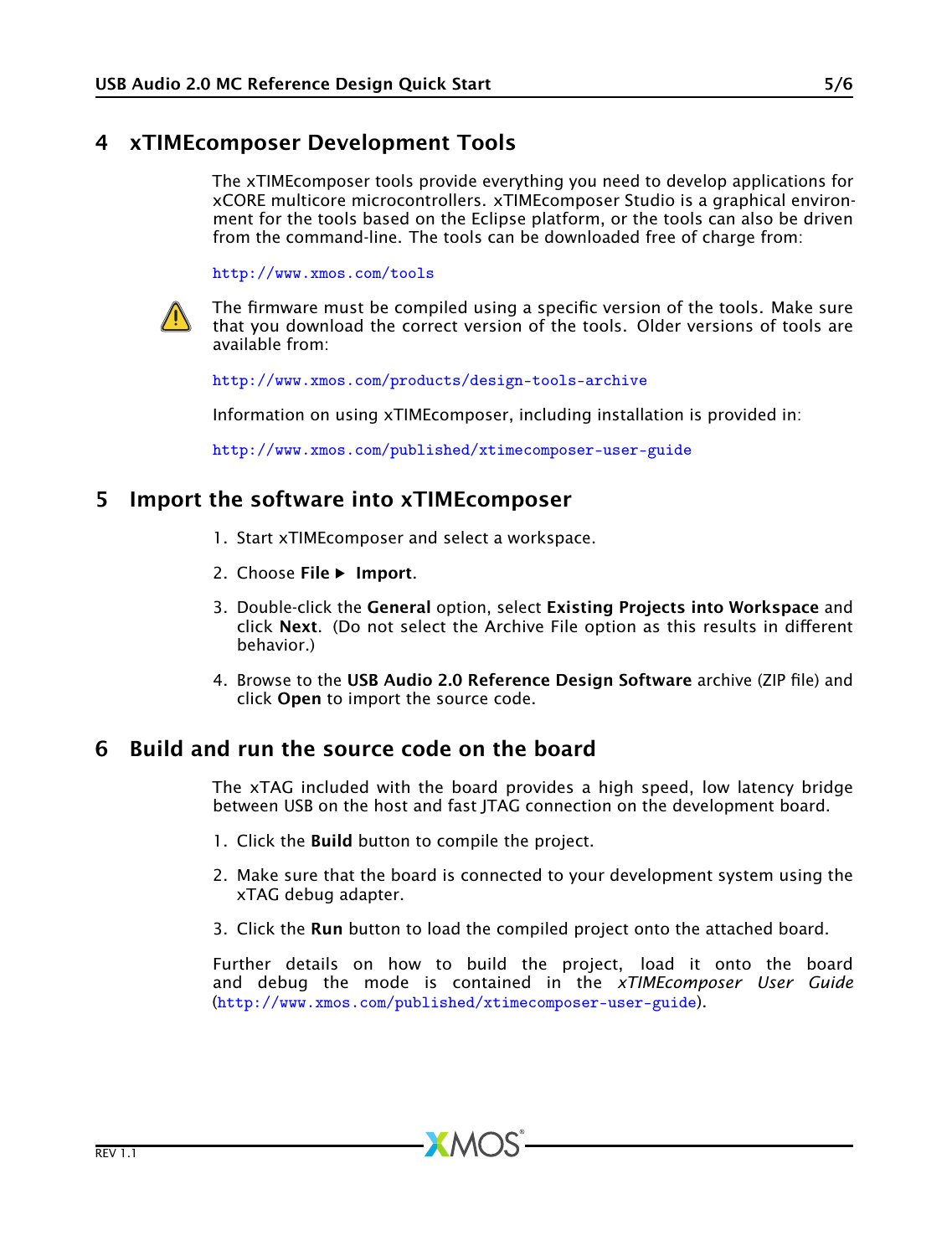## 4 xTIMEcomposer Development Tools

The xTIMEcomposer tools provide everything you need to develop applications for xCORE multicore microcontrollers. xTIMEcomposer Studio is a graphical environment for the tools based on the Eclipse platform, or the tools can also be driven from the command-line. The tools can be downloaded free of charge from:

http://www.xmos.com/tools

⚠ The firmware must be compiled using a specific version of the tools. Make sure that you download the correct version of the tools. Older versions of tools are available from:

http://www.xmos.com/products/design-tools-archive

Information on using xTIMEcomposer, including installation is provided in:

http://www.xmos.com/published/xtimecomposer-user-guide

## 5 Import the software into xTIMEcomposer

1. Start xTIMEcomposer and select a workspace.
2. Choose **File** ▶ **Import**.
3. Double-click the **General** option, select **Existing Projects into Workspace** and click **Next**. (Do not select the Archive File option as this results in different behavior.)
4. Browse to the **USB Audio 2.0 Reference Design Software** archive (ZIP file) and click **Open** to import the source code.

## 6 Build and run the source code on the board

The xTAG included with the board provides a high speed, low latency bridge between USB on the host and fast JTAG connection on the development board.

1. Click the **Build** button to compile the project.
2. Make sure that the board is connected to your development system using the xTAG debug adapter.
3. Click the **Run** button to load the compiled project onto the attached board.

Further details on how to build the project, load it onto the board and debug the mode is contained in the *xTIMEcomposer User Guide* (http://www.xmos.com/published/xtimecomposer-user-guide).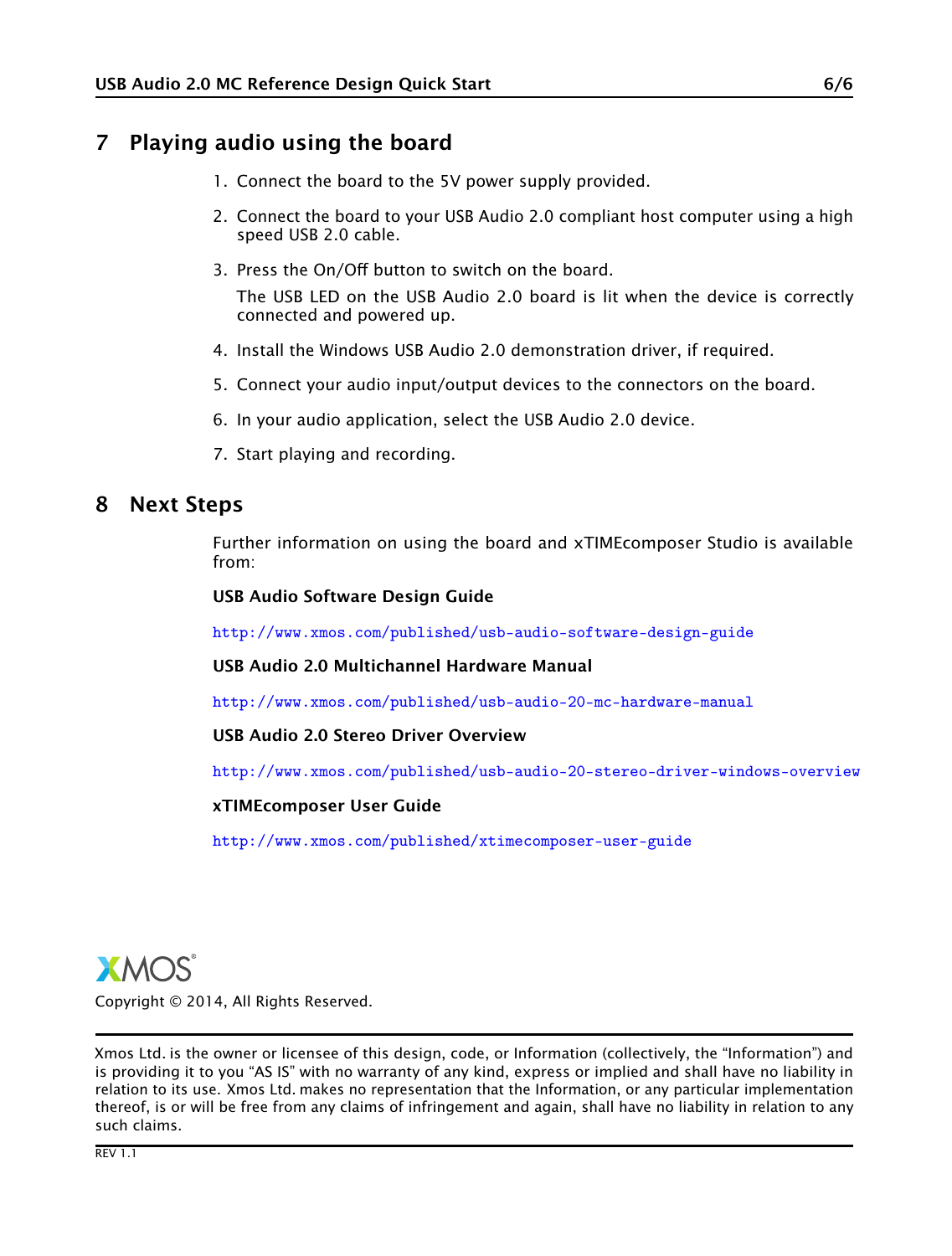## 7 Playing audio using the board

1. Connect the board to the 5V power supply provided.
2. Connect the board to your USB Audio 2.0 compliant host computer using a high speed USB 2.0 cable.
3. Press the On/Off button to switch on the board.

   The USB LED on the USB Audio 2.0 board is lit when the device is correctly connected and powered up.
4. Install the Windows USB Audio 2.0 demonstration driver, if required.
5. Connect your audio input/output devices to the connectors on the board.
6. In your audio application, select the USB Audio 2.0 device.
7. Start playing and recording.

## 8 Next Steps

Further information on using the board and xTIMEcomposer Studio is available from:

**USB Audio Software Design Guide**

http://www.xmos.com/published/usb-audio-software-design-guide

**USB Audio 2.0 Multichannel Hardware Manual**

http://www.xmos.com/published/usb-audio-20-mc-hardware-manual

**USB Audio 2.0 Stereo Driver Overview**

http://www.xmos.com/published/usb-audio-20-stereo-driver-windows-overview

**xTIMEcomposer User Guide**

http://www.xmos.com/published/xtimecomposer-user-guide

XMOS

Copyright © 2014, All Rights Reserved.

Xmos Ltd. is the owner or licensee of this design, code, or Information (collectively, the "Information") and is providing it to you "AS IS" with no warranty of any kind, express or implied and shall have no liability in relation to its use. Xmos Ltd. makes no representation that the Information, or any particular implementation thereof, is or will be free from any claims of infringement and again, shall have no liability in relation to any such claims.

REV 1.1